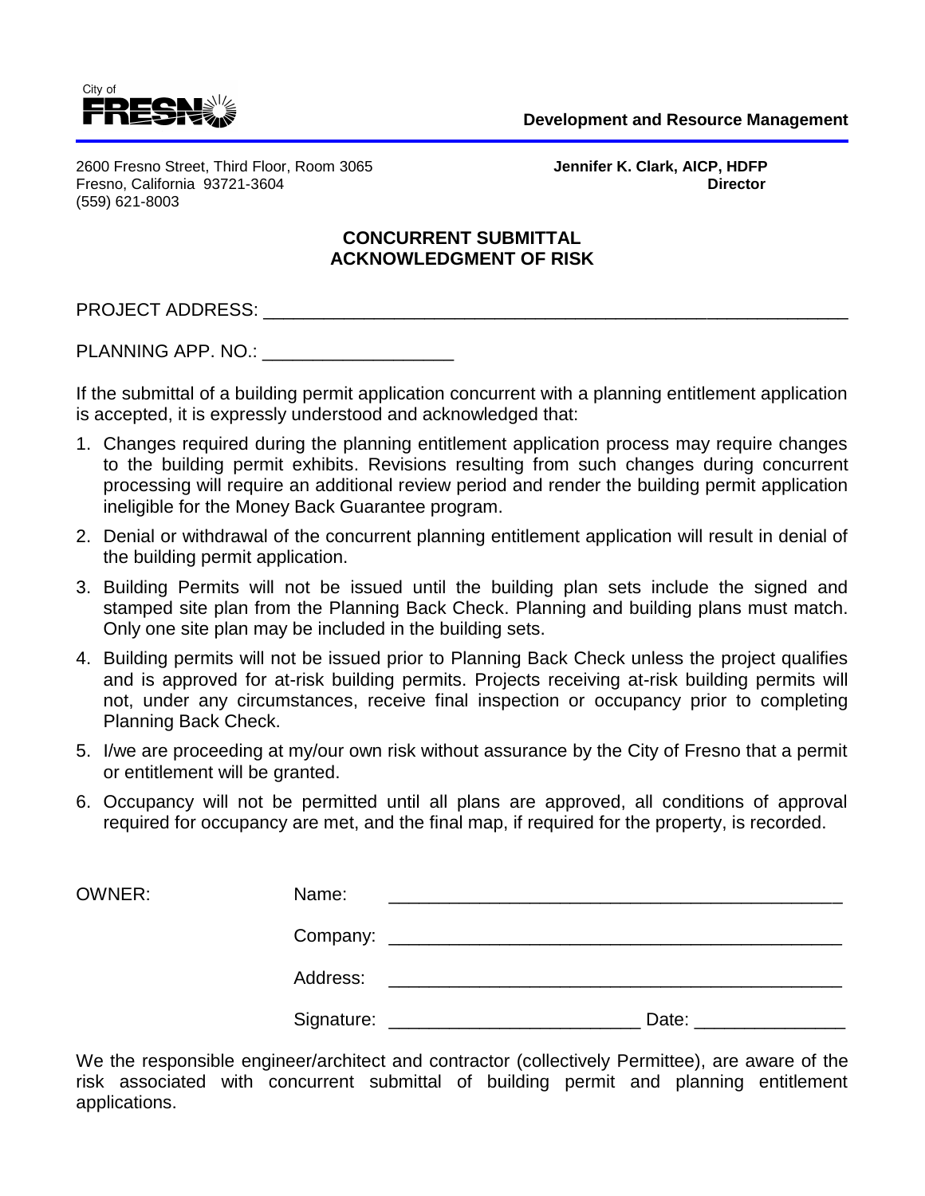City of FRESNO

**Development and Resource Management**

2600 Fresno Street, Third Floor, Room 3065
Fresno, California 93721-3604
(559) 621-8003

**Jennifer K. Clark, AICP, HDFP**
**Director**

## CONCURRENT SUBMITTAL ACKNOWLEDGMENT OF RISK

PROJECT ADDRESS: ___________________________________________________________

PLANNING APP. NO.: ___________________

If the submittal of a building permit application concurrent with a planning entitlement application is accepted, it is expressly understood and acknowledged that:

1. Changes required during the planning entitlement application process may require changes to the building permit exhibits. Revisions resulting from such changes during concurrent processing will require an additional review period and render the building permit application ineligible for the Money Back Guarantee program.
2. Denial or withdrawal of the concurrent planning entitlement application will result in denial of the building permit application.
3. Building Permits will not be issued until the building plan sets include the signed and stamped site plan from the Planning Back Check. Planning and building plans must match. Only one site plan may be included in the building sets.
4. Building permits will not be issued prior to Planning Back Check unless the project qualifies and is approved for at-risk building permits. Projects receiving at-risk building permits will not, under any circumstances, receive final inspection or occupancy prior to completing Planning Back Check.
5. I/we are proceeding at my/our own risk without assurance by the City of Fresno that a permit or entitlement will be granted.
6. Occupancy will not be permitted until all plans are approved, all conditions of approval required for occupancy are met, and the final map, if required for the property, is recorded.

OWNER:

Name: ____________________________________________

Company: ____________________________________________

Address: ____________________________________________

Signature: _________________________ Date: _______________

We the responsible engineer/architect and contractor (collectively Permittee), are aware of the risk associated with concurrent submittal of building permit and planning entitlement applications.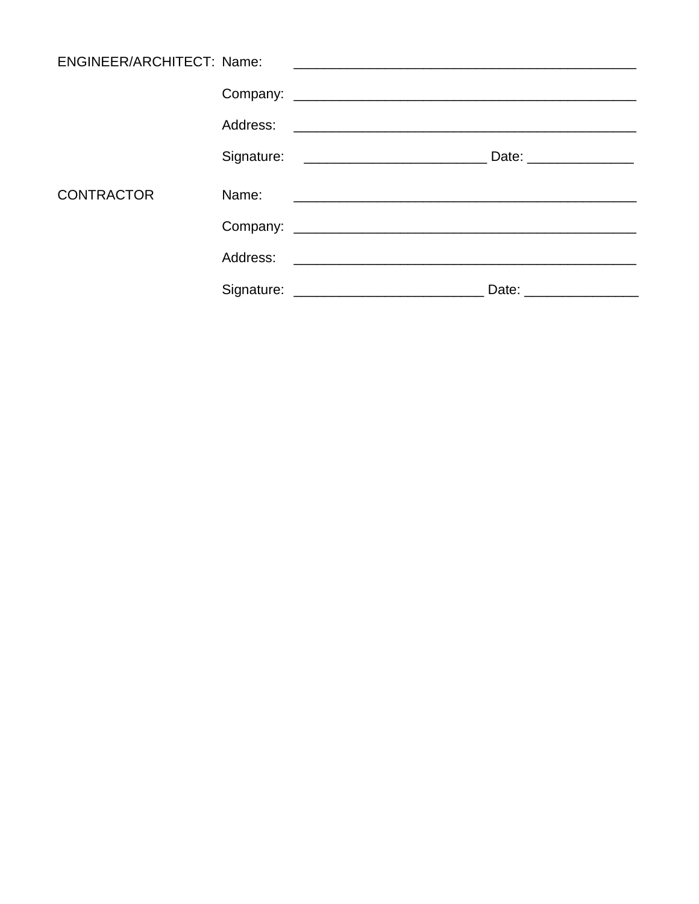| | | |
|---|---|---|
| ENGINEER/ARCHITECT: | Name: | _______________________________________________ |
| | Company: | _______________________________________________ |
| | Address: | _______________________________________________ |
| | Signature: | _________________________ Date: ______________ |
| CONTRACTOR | Name: | _______________________________________________ |
| | Company: | _______________________________________________ |
| | Address: | _______________________________________________ |
| | Signature: | __________________________ Date: ________________ |